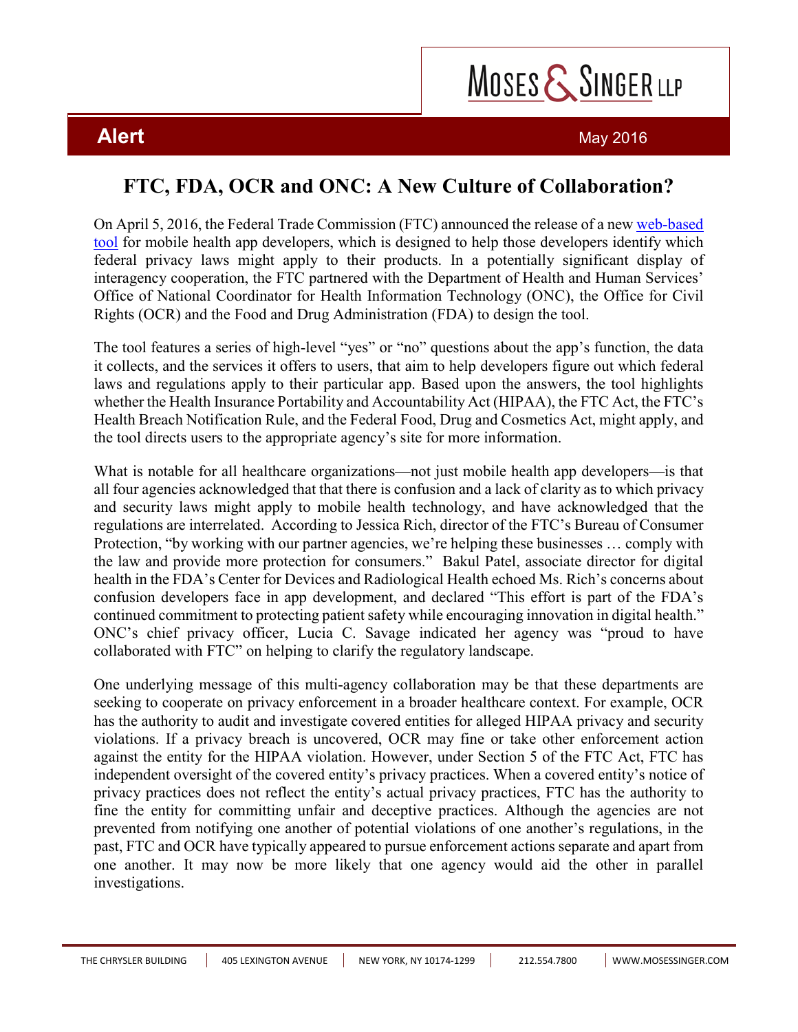**Alert** May 2016

# FTC, FDA, OCR and ONC: A New Culture of Collaboration?

On April 5, 2016, the Federal Trade Commission (FTC) announced the release of a new web-based tool for mobile health app developers, which is designed to help those developers identify which federal privacy laws might apply to their products. In a potentially significant display of interagency cooperation, the FTC partnered with the Department of Health and Human Services' Office of National Coordinator for Health Information Technology (ONC), the Office for Civil Rights (OCR) and the Food and Drug Administration (FDA) to design the tool.

The tool features a series of high-level "yes" or "no" questions about the app's function, the data it collects, and the services it offers to users, that aim to help developers figure out which federal laws and regulations apply to their particular app. Based upon the answers, the tool highlights whether the Health Insurance Portability and Accountability Act (HIPAA), the FTC Act, the FTC's Health Breach Notification Rule, and the Federal Food, Drug and Cosmetics Act, might apply, and the tool directs users to the appropriate agency's site for more information.

What is notable for all healthcare organizations—not just mobile health app developers—is that all four agencies acknowledged that that there is confusion and a lack of clarity as to which privacy and security laws might apply to mobile health technology, and have acknowledged that the regulations are interrelated. According to Jessica Rich, director of the FTC's Bureau of Consumer Protection, "by working with our partner agencies, we're helping these businesses … comply with the law and provide more protection for consumers." Bakul Patel, associate director for digital health in the FDA's Center for Devices and Radiological Health echoed Ms. Rich's concerns about confusion developers face in app development, and declared "This effort is part of the FDA's continued commitment to protecting patient safety while encouraging innovation in digital health." ONC's chief privacy officer, Lucia C. Savage indicated her agency was "proud to have collaborated with FTC" on helping to clarify the regulatory landscape.

One underlying message of this multi-agency collaboration may be that these departments are seeking to cooperate on privacy enforcement in a broader healthcare context. For example, OCR has the authority to audit and investigate covered entities for alleged HIPAA privacy and security violations. If a privacy breach is uncovered, OCR may fine or take other enforcement action against the entity for the HIPAA violation. However, under Section 5 of the FTC Act, FTC has independent oversight of the covered entity's privacy practices. When a covered entity's notice of privacy practices does not reflect the entity's actual privacy practices, FTC has the authority to fine the entity for committing unfair and deceptive practices. Although the agencies are not prevented from notifying one another of potential violations of one another's regulations, in the past, FTC and OCR have typically appeared to pursue enforcement actions separate and apart from one another. It may now be more likely that one agency would aid the other in parallel investigations.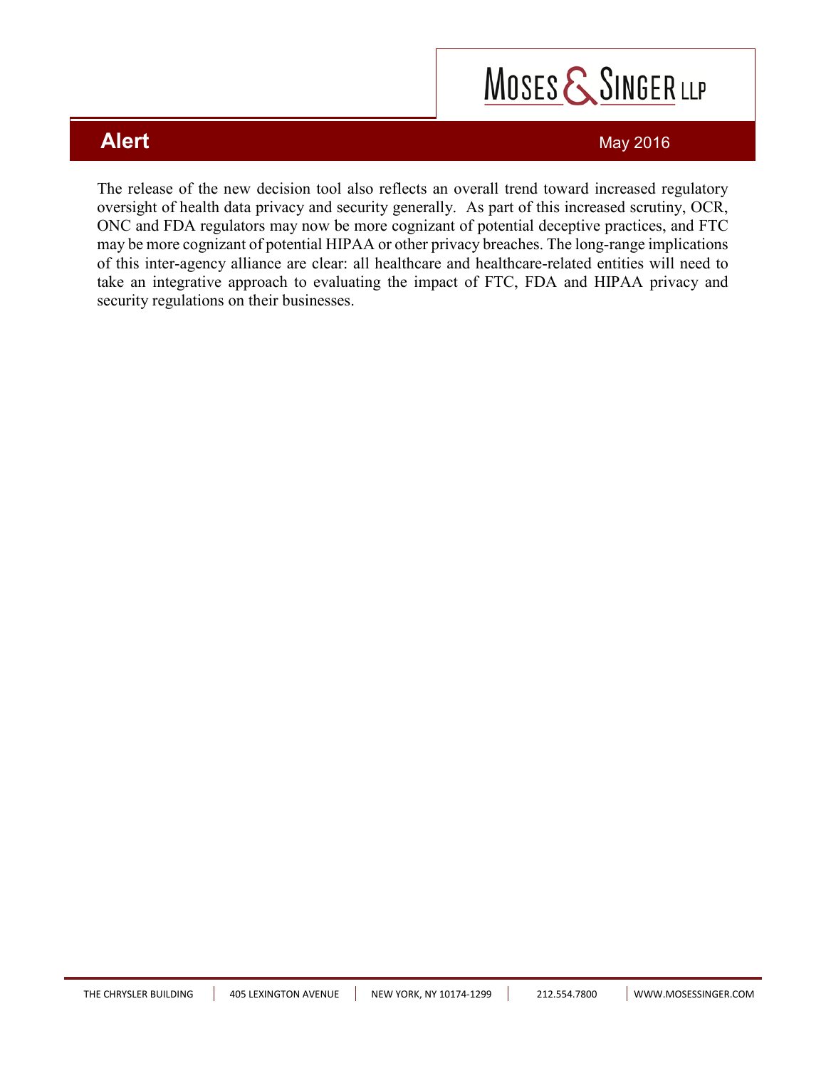The release of the new decision tool also reflects an overall trend toward increased regulatory oversight of health data privacy and security generally. As part of this increased scrutiny, OCR, ONC and FDA regulators may now be more cognizant of potential deceptive practices, and FTC may be more cognizant of potential HIPAA or other privacy breaches. The long-range implications of this inter-agency alliance are clear: all healthcare and healthcare-related entities will need to take an integrative approach to evaluating the impact of FTC, FDA and HIPAA privacy and security regulations on their businesses.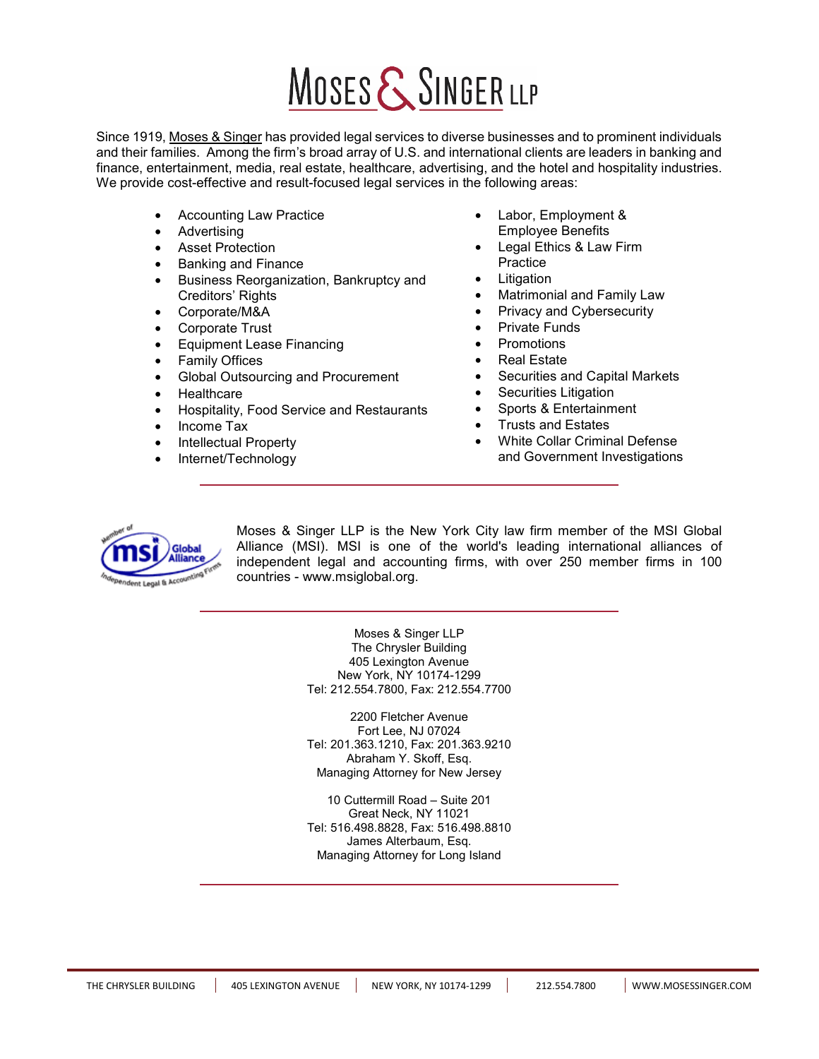# MOSES & SINGER LLP

Since 1919, Moses & Singer has provided legal services to diverse businesses and to prominent individuals and their families. Among the firm's broad array of U.S. and international clients are leaders in banking and finance, entertainment, media, real estate, healthcare, advertising, and the hotel and hospitality industries. We provide cost-effective and result-focused legal services in the following areas:

- Accounting Law Practice
- Advertising
- Asset Protection
- Banking and Finance
- Business Reorganization, Bankruptcy and Creditors' Rights
- Corporate/M&A
- Corporate Trust
- Equipment Lease Financing
- Family Offices
- Global Outsourcing and Procurement
- Healthcare
- Hospitality, Food Service and Restaurants
- Income Tax
- Intellectual Property
- Internet/Technology
- Labor, Employment & Employee Benefits
- Legal Ethics & Law Firm Practice
- Litigation
- Matrimonial and Family Law
- Privacy and Cybersecurity
- Private Funds
- Promotions
- Real Estate
- Securities and Capital Markets
- Securities Litigation
- Sports & Entertainment
- Trusts and Estates
- White Collar Criminal Defense and Government Investigations

---

Moses & Singer LLP is the New York City law firm member of the MSI Global Alliance (MSI). MSI is one of the world's leading international alliances of independent legal and accounting firms, with over 250 member firms in 100 countries - www.msiglobal.org.

---

Moses & Singer LLP
The Chrysler Building
405 Lexington Avenue
New York, NY 10174-1299
Tel: 212.554.7800, Fax: 212.554.7700

2200 Fletcher Avenue
Fort Lee, NJ 07024
Tel: 201.363.1210, Fax: 201.363.9210
Abraham Y. Skoff, Esq.
Managing Attorney for New Jersey

10 Cuttermill Road – Suite 201
Great Neck, NY 11021
Tel: 516.498.8828, Fax: 516.498.8810
James Alterbaum, Esq.
Managing Attorney for Long Island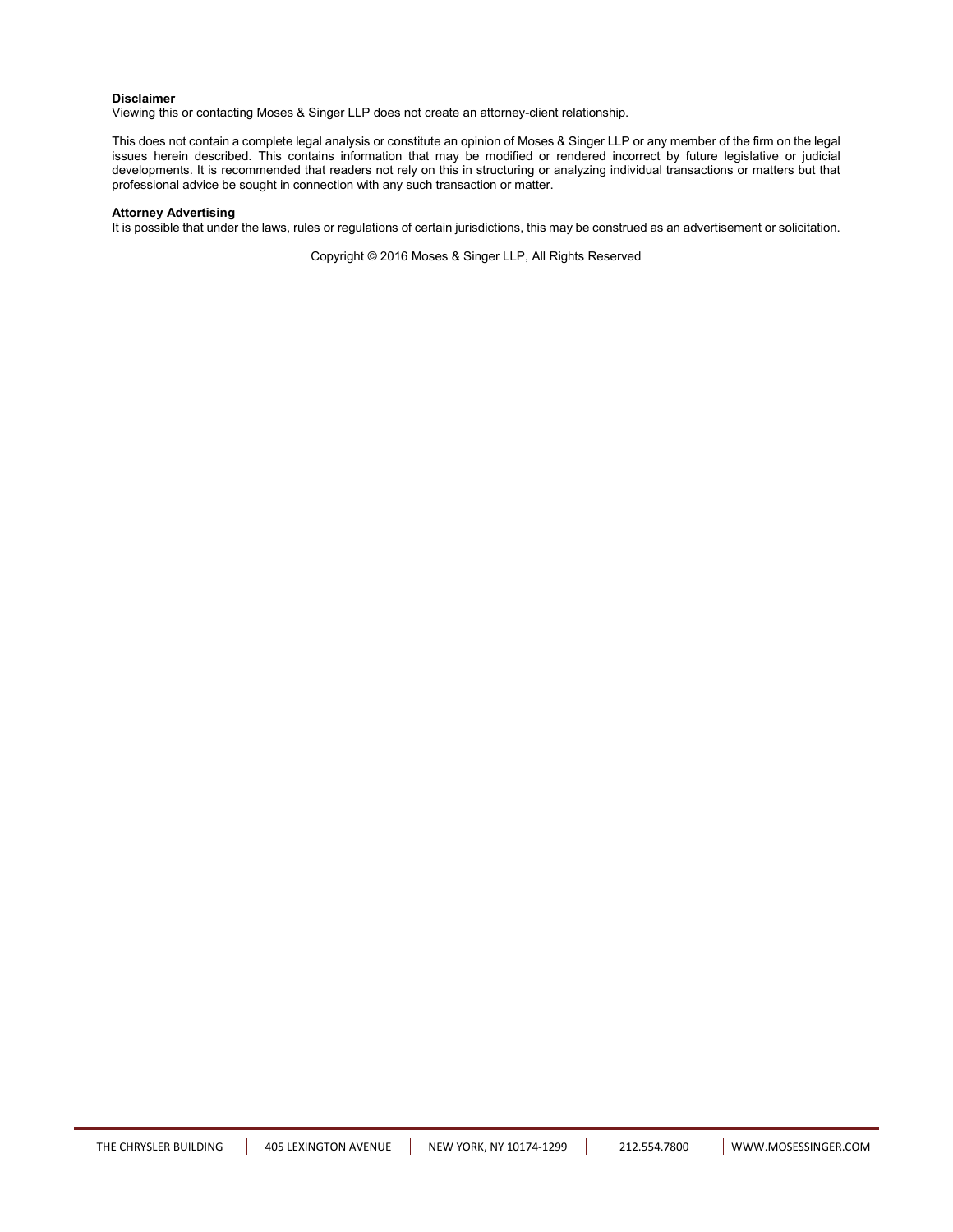**Disclaimer**
Viewing this or contacting Moses & Singer LLP does not create an attorney-client relationship.

This does not contain a complete legal analysis or constitute an opinion of Moses & Singer LLP or any member of the firm on the legal issues herein described. This contains information that may be modified or rendered incorrect by future legislative or judicial developments. It is recommended that readers not rely on this in structuring or analyzing individual transactions or matters but that professional advice be sought in connection with any such transaction or matter.

**Attorney Advertising**
It is possible that under the laws, rules or regulations of certain jurisdictions, this may be construed as an advertisement or solicitation.

Copyright © 2016 Moses & Singer LLP, All Rights Reserved